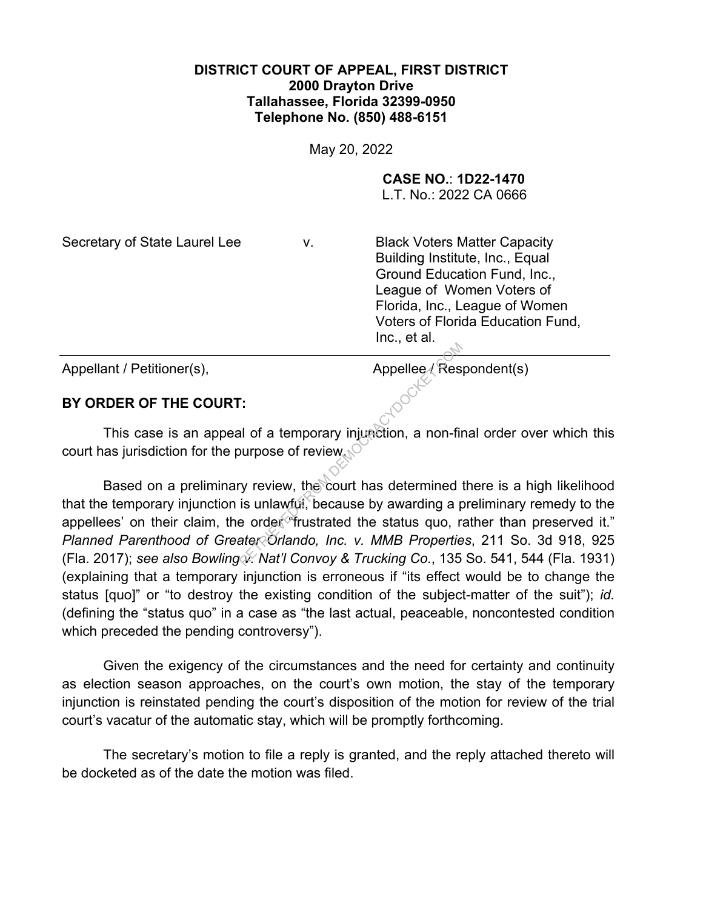**DISTRICT COURT OF APPEAL, FIRST DISTRICT**
**2000 Drayton Drive**
**Tallahassee, Florida 32399-0950**
**Telephone No. (850) 488-6151**

May 20, 2022

**CASE NO.**: **1D22-1470**
L.T. No.: 2022 CA 0666

| | | |
|---|---|---|
| Secretary of State Laurel Lee | v. | Black Voters Matter Capacity Building Institute, Inc., Equal Ground Education Fund, Inc., League of Women Voters of Florida, Inc., League of Women Voters of Florida Education Fund, Inc., et al. |
| Appellant / Petitioner(s), | | Appellee / Respondent(s) |

**BY ORDER OF THE COURT:**

This case is an appeal of a temporary injunction, a non-final order over which this court has jurisdiction for the purpose of review.

Based on a preliminary review, the court has determined there is a high likelihood that the temporary injunction is unlawful, because by awarding a preliminary remedy to the appellees' on their claim, the order "frustrated the status quo, rather than preserved it." *Planned Parenthood of Greater Orlando, Inc. v. MMB Properties*, 211 So. 3d 918, 925 (Fla. 2017); *see also Bowling v. Nat'l Convoy & Trucking Co.*, 135 So. 541, 544 (Fla. 1931) (explaining that a temporary injunction is erroneous if "its effect would be to change the status [quo]" or "to destroy the existing condition of the subject-matter of the suit"); *id.* (defining the "status quo" in a case as "the last actual, peaceable, noncontested condition which preceded the pending controversy").

Given the exigency of the circumstances and the need for certainty and continuity as election season approaches, on the court's own motion, the stay of the temporary injunction is reinstated pending the court's disposition of the motion for review of the trial court's vacatur of the automatic stay, which will be promptly forthcoming.

The secretary's motion to file a reply is granted, and the reply attached thereto will be docketed as of the date the motion was filed.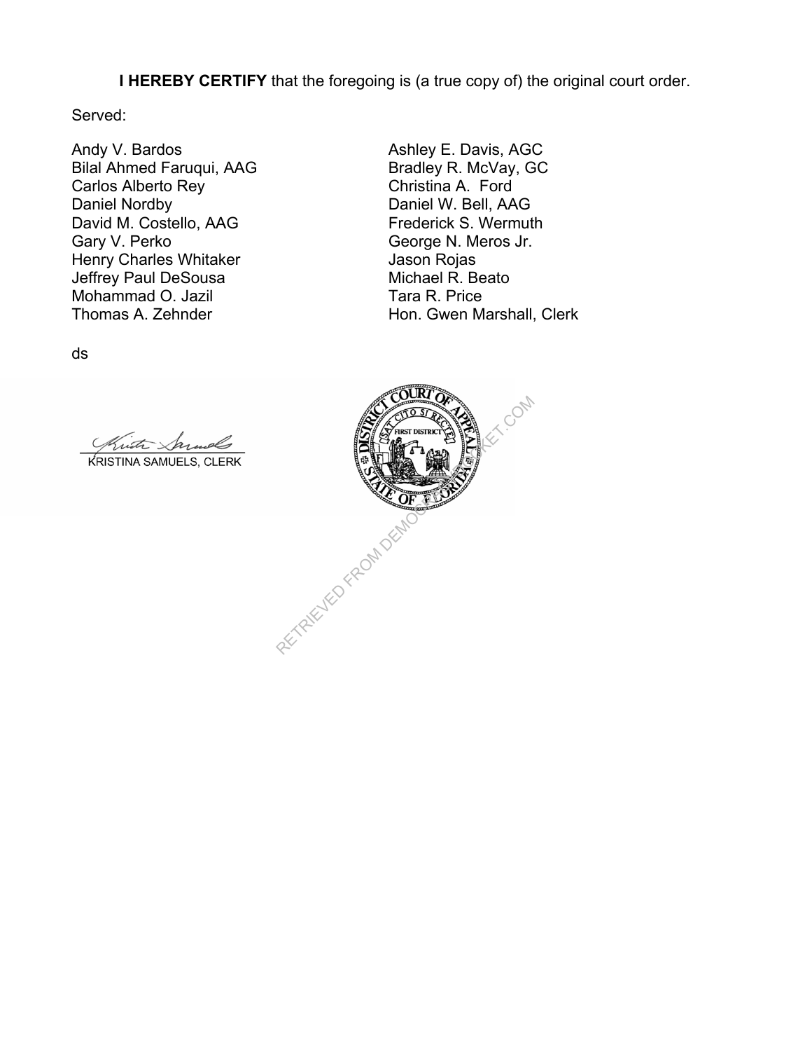**I HEREBY CERTIFY** that the foregoing is (a true copy of) the original court order.

Served:

Andy V. Bardos
Bilal Ahmed Faruqui, AAG
Carlos Alberto Rey
Daniel Nordby
David M. Costello, AAG
Gary V. Perko
Henry Charles Whitaker
Jeffrey Paul DeSousa
Mohammad O. Jazil
Thomas A. Zehnder
Ashley E. Davis, AGC
Bradley R. McVay, GC
Christina A. Ford
Daniel W. Bell, AAG
Frederick S. Wermuth
George N. Meros Jr.
Jason Rojas
Michael R. Beato
Tara R. Price
Hon. Gwen Marshall, Clerk

ds

KRISTINA SAMUELS, CLERK